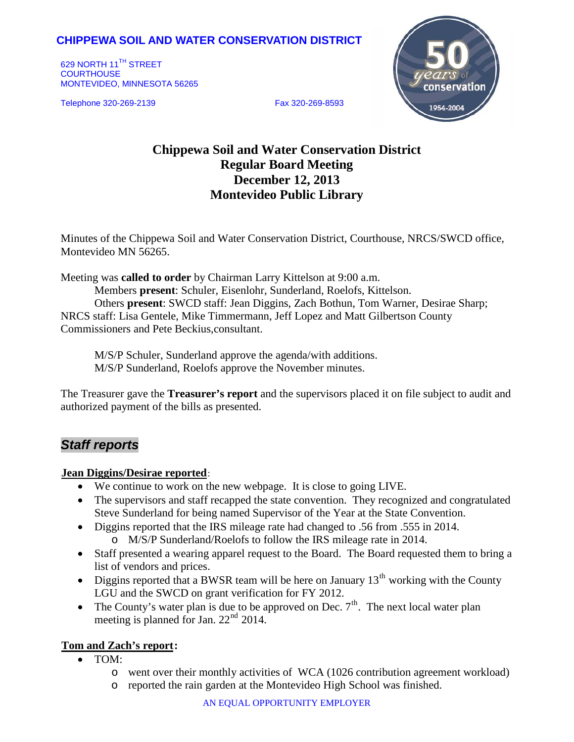**CHIPPEWA SOIL AND WATER CONSERVATION DISTRICT**

629 NORTH 11TH STREET
COURTHOUSE
MONTEVIDEO, MINNESOTA 56265

Telephone 320-269-2139 Fax 320-269-8593

# Chippewa Soil and Water Conservation District
# Regular Board Meeting
# December 12, 2013
# Montevideo Public Library

Minutes of the Chippewa Soil and Water Conservation District, Courthouse, NRCS/SWCD office, Montevideo MN 56265.

Meeting was **called to order** by Chairman Larry Kittelson at 9:00 a.m.

Members **present**: Schuler, Eisenlohr, Sunderland, Roelofs, Kittelson.

Others **present**: SWCD staff: Jean Diggins, Zach Bothun, Tom Warner, Desirae Sharp; NRCS staff: Lisa Gentele, Mike Timmermann, Jeff Lopez and Matt Gilbertson County Commissioners and Pete Beckius,consultant.

M/S/P Schuler, Sunderland approve the agenda/with additions.
M/S/P Sunderland, Roelofs approve the November minutes.

The Treasurer gave the **Treasurer's report** and the supervisors placed it on file subject to audit and authorized payment of the bills as presented.

## *Staff reports*

**Jean Diggins/Desirae reported**:

- We continue to work on the new webpage. It is close to going LIVE.
- The supervisors and staff recapped the state convention. They recognized and congratulated Steve Sunderland for being named Supervisor of the Year at the State Convention.
- Diggins reported that the IRS mileage rate had changed to .56 from .555 in 2014.
    - M/S/P Sunderland/Roelofs to follow the IRS mileage rate in 2014.
- Staff presented a wearing apparel request to the Board. The Board requested them to bring a list of vendors and prices.
- Diggins reported that a BWSR team will be here on January 13th working with the County LGU and the SWCD on grant verification for FY 2012.
- The County's water plan is due to be approved on Dec. 7th. The next local water plan meeting is planned for Jan. 22nd 2014.

**Tom and Zach's report:**

- TOM:
    - went over their monthly activities of WCA (1026 contribution agreement workload)
    - reported the rain garden at the Montevideo High School was finished.

AN EQUAL OPPORTUNITY EMPLOYER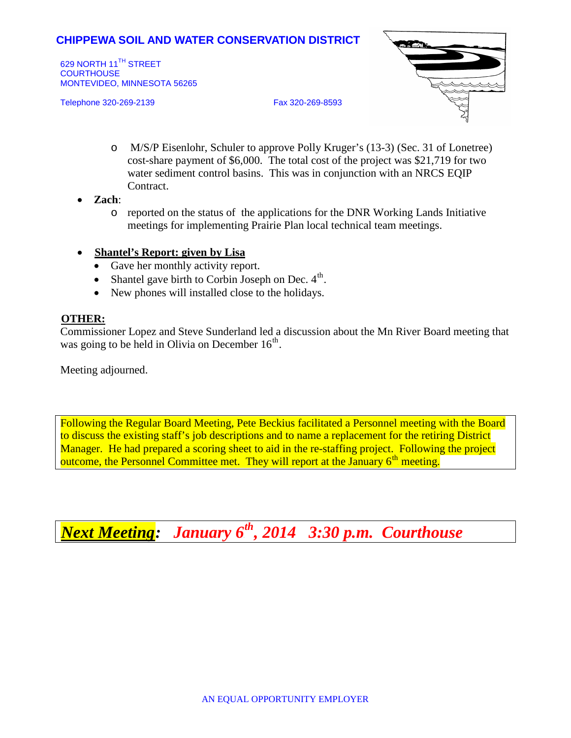**CHIPPEWA SOIL AND WATER CONSERVATION DISTRICT**

629 NORTH 11TH STREET
COURTHOUSE
MONTEVIDEO, MINNESOTA 56265

Telephone 320-269-2139 Fax 320-269-8593

  - M/S/P Eisenlohr, Schuler to approve Polly Kruger's (13-3) (Sec. 31 of Lonetree) cost-share payment of $6,000. The total cost of the project was $21,719 for two water sediment control basins. This was in conjunction with an NRCS EQIP Contract.
- **Zach**:
  - reported on the status of the applications for the DNR Working Lands Initiative meetings for implementing Prairie Plan local technical team meetings.

- **Shantel's Report: given by Lisa**
  - Gave her monthly activity report.
  - Shantel gave birth to Corbin Joseph on Dec. 4th.
  - New phones will installed close to the holidays.

**OTHER:**

Commissioner Lopez and Steve Sunderland led a discussion about the Mn River Board meeting that was going to be held in Olivia on December 16th.

Meeting adjourned.

Following the Regular Board Meeting, Pete Beckius facilitated a Personnel meeting with the Board to discuss the existing staff's job descriptions and to name a replacement for the retiring District Manager. He had prepared a scoring sheet to aid in the re-staffing project. Following the project outcome, the Personnel Committee met. They will report at the January 6th meeting.

***Next Meeting**: January 6th, 2014 3:30 p.m. Courthouse*

AN EQUAL OPPORTUNITY EMPLOYER